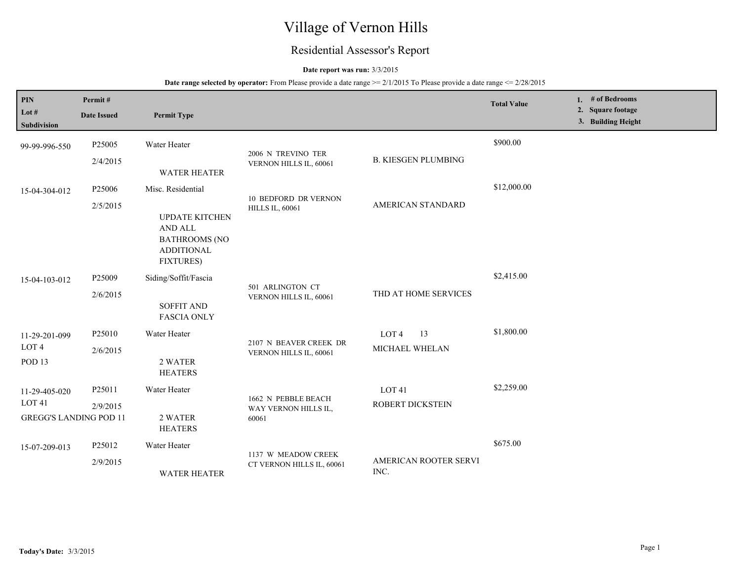# Village of Vernon Hills

## Residential Assessor's Report

**Date report was run:** 3/3/2015

**Date range selected by operator:** From Please provide a date range >= 2/1/2015 To Please provide a date range <= 2/28/2015

| PIN / Lot # / Subdivision | Permit # / Date Issued | Permit Type | | | Total Value | 1. # of Bedrooms 2. Square footage 3. Building Height |
|---|---|---|---|---|---|---|
| 99-99-996-550 | P25005<br>2/4/2015 | Water Heater<br>WATER HEATER | 2006 N TREVINO TER VERNON HILLS IL, 60061 | B. KIESGEN PLUMBING | $900.00 | |
| 15-04-304-012 | P25006<br>2/5/2015 | Misc. Residential<br>UPDATE KITCHEN AND ALL BATHROOMS (NO ADDITIONAL FIXTURES) | 10 BEDFORD DR VERNON HILLS IL, 60061 | AMERICAN STANDARD | $12,000.00 | |
| 15-04-103-012 | P25009<br>2/6/2015 | Siding/Soffit/Fascia<br>SOFFIT AND FASCIA ONLY | 501 ARLINGTON CT VERNON HILLS IL, 60061 | THD AT HOME SERVICES | $2,415.00 | |
| 11-29-201-099<br>LOT 4<br>POD 13 | P25010<br>2/6/2015 | Water Heater<br>2 WATER HEATERS | 2107 N BEAVER CREEK DR VERNON HILLS IL, 60061 | LOT 4 13<br>MICHAEL WHELAN | $1,800.00 | |
| 11-29-405-020<br>LOT 41<br>GREGG'S LANDING POD 11 | P25011<br>2/9/2015 | Water Heater<br>2 WATER HEATERS | 1662 N PEBBLE BEACH WAY VERNON HILLS IL, 60061 | LOT 41<br>ROBERT DICKSTEIN | $2,259.00 | |
| 15-07-209-013 | P25012<br>2/9/2015 | Water Heater<br>WATER HEATER | 1137 W MEADOW CREEK CT VERNON HILLS IL, 60061 | AMERICAN ROOTER SERVI INC. | $675.00 | |

**Today's Date:** 3/3/2015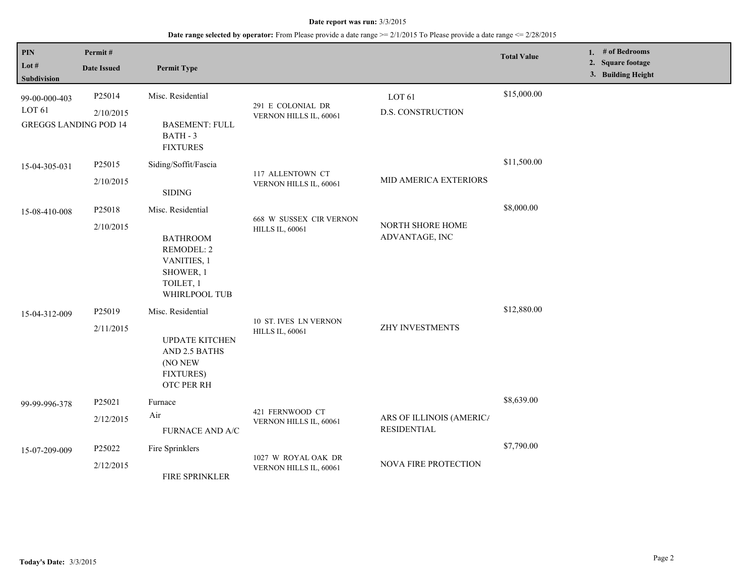**Date report was run:** 3/3/2015

**Date range selected by operator:** From Please provide a date range >= 2/1/2015 To Please provide a date range <= 2/28/2015

| PIN<br>Lot #<br>Subdivision | Permit #<br>Date Issued | Permit Type | | | Total Value | 1. # of Bedrooms<br>2. Square footage<br>3. Building Height |
|---|---|---|---|---|---|---|
| 99-00-000-403<br>LOT 61<br>GREGGS LANDING POD 14 | P25014<br>2/10/2015 | Misc. Residential<br><br>BASEMENT: FULL BATH - 3 FIXTURES | 291 E COLONIAL DR VERNON HILLS IL, 60061 | LOT 61<br>D.S. CONSTRUCTION | $15,000.00 | |
| 15-04-305-031 | P25015<br>2/10/2015 | Siding/Soffit/Fascia<br><br>SIDING | 117 ALLENTOWN CT VERNON HILLS IL, 60061 | MID AMERICA EXTERIORS | $11,500.00 | |
| 15-08-410-008 | P25018<br>2/10/2015 | Misc. Residential<br><br>BATHROOM REMODEL: 2 VANITIES, 1 SHOWER, 1 TOILET, 1 WHIRLPOOL TUB | 668 W SUSSEX CIR VERNON HILLS IL, 60061 | NORTH SHORE HOME ADVANTAGE, INC | $8,000.00 | |
| 15-04-312-009 | P25019<br>2/11/2015 | Misc. Residential<br><br>UPDATE KITCHEN AND 2.5 BATHS (NO NEW FIXTURES) OTC PER RH | 10 ST. IVES LN VERNON HILLS IL, 60061 | ZHY INVESTMENTS | $12,880.00 | |
| 99-99-996-378 | P25021<br>2/12/2015 | Furnace<br>Air<br>FURNACE AND A/C | 421 FERNWOOD CT VERNON HILLS IL, 60061 | ARS OF ILLINOIS (AMERICA RESIDENTIAL | $8,639.00 | |
| 15-07-209-009 | P25022<br>2/12/2015 | Fire Sprinklers<br><br>FIRE SPRINKLER | 1027 W ROYAL OAK DR VERNON HILLS IL, 60061 | NOVA FIRE PROTECTION | $7,790.00 | |

**Today's Date:** 3/3/2015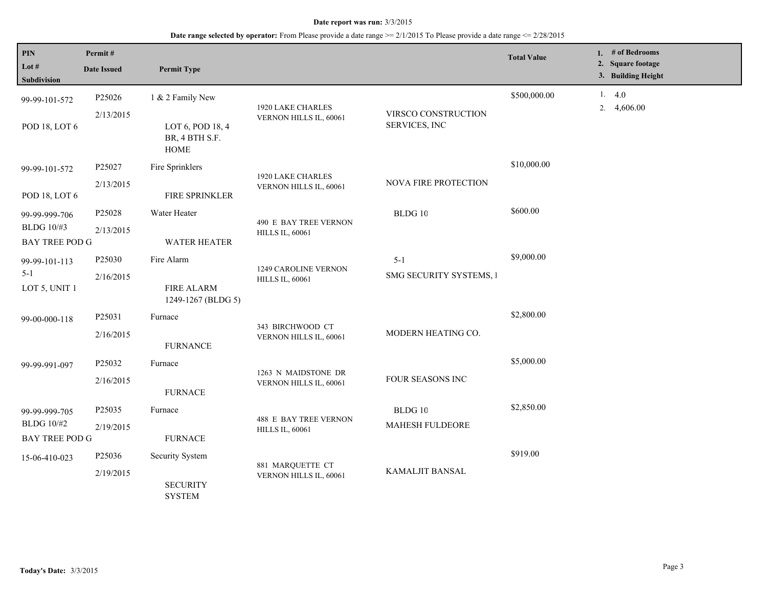**Date report was run:** 3/3/2015

**Date range selected by operator:** From Please provide a date range >= 2/1/2015 To Please provide a date range <= 2/28/2015

| PIN / Lot # / Subdivision | Permit # / Date Issued | Permit Type | | | Total Value | 1. # of Bedrooms 2. Square footage 3. Building Height |
|---|---|---|---|---|---|---|
| 99-99-101-572 POD 18, LOT 6 | P25026 2/13/2015 | 1 & 2 Family New LOT 6, POD 18, 4 BR, 4 BTH S.F. HOME | 1920 LAKE CHARLES VERNON HILLS IL, 60061 | VIRSCO CONSTRUCTION SERVICES, INC | $500,000.00 | 1. 4.0 2. 4,606.00 |
| 99-99-101-572 POD 18, LOT 6 | P25027 2/13/2015 | Fire Sprinklers FIRE SPRINKLER | 1920 LAKE CHARLES VERNON HILLS IL, 60061 | NOVA FIRE PROTECTION | $10,000.00 | |
| 99-99-999-706 BLDG 10/#3 BAY TREE POD G | P25028 2/13/2015 | Water Heater WATER HEATER | 490 E BAY TREE VERNON HILLS IL, 60061 | BLDG 10 | $600.00 | |
| 99-99-101-113 5-1 LOT 5, UNIT 1 | P25030 2/16/2015 | Fire Alarm FIRE ALARM 1249-1267 (BLDG 5) | 1249 CAROLINE VERNON HILLS IL, 60061 | 5-1 SMG SECURITY SYSTEMS, I | $9,000.00 | |
| 99-00-000-118 | P25031 2/16/2015 | Furnace FURNANCE | 343 BIRCHWOOD CT VERNON HILLS IL, 60061 | MODERN HEATING CO. | $2,800.00 | |
| 99-99-991-097 | P25032 2/16/2015 | Furnace FURNACE | 1263 N MAIDSTONE DR VERNON HILLS IL, 60061 | FOUR SEASONS INC | $5,000.00 | |
| 99-99-999-705 BLDG 10/#2 BAY TREE POD G | P25035 2/19/2015 | Furnace FURNACE | 488 E BAY TREE VERNON HILLS IL, 60061 | BLDG 10 MAHESH FULDEORE | $2,850.00 | |
| 15-06-410-023 | P25036 2/19/2015 | Security System SECURITY SYSTEM | 881 MARQUETTE CT VERNON HILLS IL, 60061 | KAMALJIT BANSAL | $919.00 | |

**Today's Date:** 3/3/2015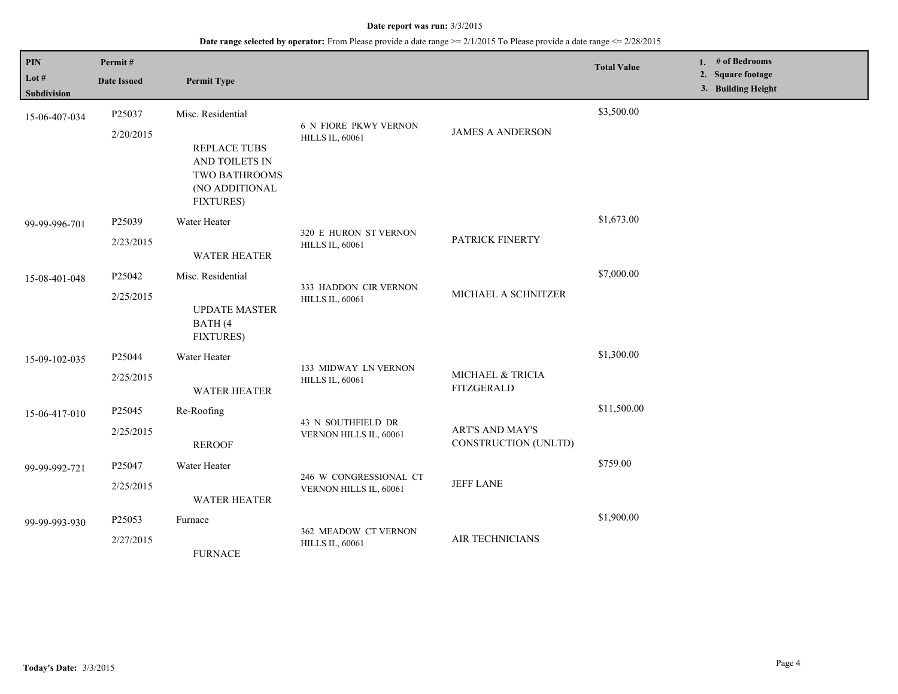**Date report was run:** 3/3/2015

**Date range selected by operator:** From Please provide a date range >= 2/1/2015 To Please provide a date range <= 2/28/2015

| PIN<br>Lot #<br>Subdivision | Permit #<br>Date Issued | Permit Type | | | Total Value | 1. # of Bedrooms<br>2. Square footage<br>3. Building Height |
|---|---|---|---|---|---|---|
| 15-06-407-034 | P25037<br>2/20/2015 | Misc. Residential<br>REPLACE TUBS AND TOILETS IN TWO BATHROOMS (NO ADDITIONAL FIXTURES) | 6 N FIORE PKWY VERNON HILLS IL, 60061 | JAMES A ANDERSON | $3,500.00 | |
| 99-99-996-701 | P25039<br>2/23/2015 | Water Heater<br>WATER HEATER | 320 E HURON ST VERNON HILLS IL, 60061 | PATRICK FINERTY | $1,673.00 | |
| 15-08-401-048 | P25042<br>2/25/2015 | Misc. Residential<br>UPDATE MASTER BATH (4 FIXTURES) | 333 HADDON CIR VERNON HILLS IL, 60061 | MICHAEL A SCHNITZER | $7,000.00 | |
| 15-09-102-035 | P25044<br>2/25/2015 | Water Heater<br>WATER HEATER | 133 MIDWAY LN VERNON HILLS IL, 60061 | MICHAEL & TRICIA FITZGERALD | $1,300.00 | |
| 15-06-417-010 | P25045<br>2/25/2015 | Re-Roofing<br>REROOF | 43 N SOUTHFIELD DR VERNON HILLS IL, 60061 | ART'S AND MAY'S CONSTRUCTION (UNLTD) | $11,500.00 | |
| 99-99-992-721 | P25047<br>2/25/2015 | Water Heater<br>WATER HEATER | 246 W CONGRESSIONAL CT VERNON HILLS IL, 60061 | JEFF LANE | $759.00 | |
| 99-99-993-930 | P25053<br>2/27/2015 | Furnace<br>FURNACE | 362 MEADOW CT VERNON HILLS IL, 60061 | AIR TECHNICIANS | $1,900.00 | |

**Today's Date:** 3/3/2015